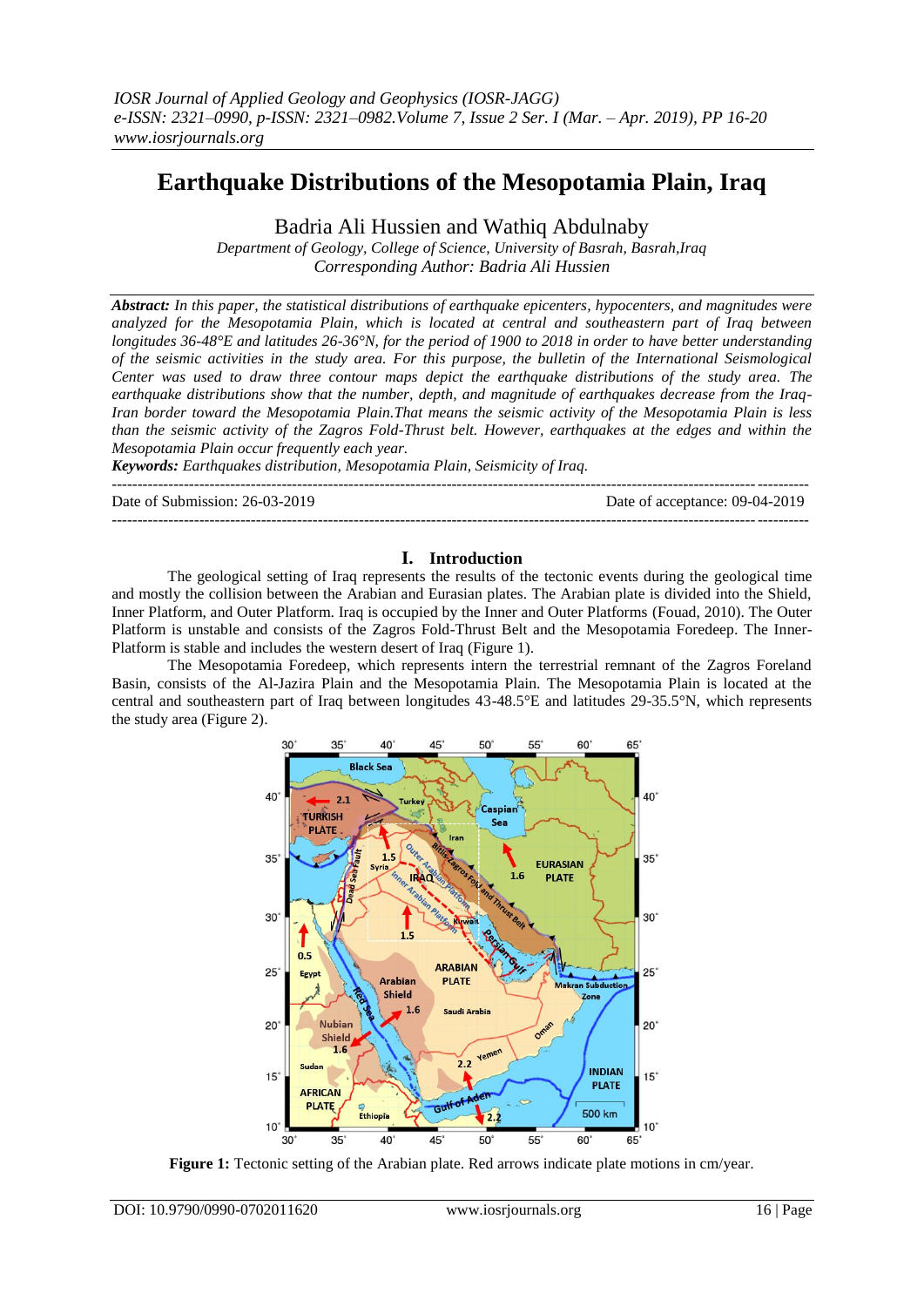# Earthquake Distributions of the Mesopotamia Plain, Iraq

Badria Ali Hussien and Wathiq Abdulnaby

*Department of Geology, College of Science, University of Basrah, Basrah,Iraq*
*Corresponding Author: Badria Ali Hussien*

***Abstract:*** *In this paper, the statistical distributions of earthquake epicenters, hypocenters, and magnitudes were analyzed for the Mesopotamia Plain, which is located at central and southeastern part of Iraq between longitudes 36-48°E and latitudes 26-36°N, for the period of 1900 to 2018 in order to have better understanding of the seismic activities in the study area. For this purpose, the bulletin of the International Seismological Center was used to draw three contour maps depict the earthquake distributions of the study area. The earthquake distributions show that the number, depth, and magnitude of earthquakes decrease from the Iraq-Iran border toward the Mesopotamia Plain.That means the seismic activity of the Mesopotamia Plain is less than the seismic activity of the Zagros Fold-Thrust belt. However, earthquakes at the edges and within the Mesopotamia Plain occur frequently each year.*

***Keywords:*** *Earthquakes distribution, Mesopotamia Plain, Seismicity of Iraq.*

---

Date of Submission: 26-03-2019 &nbsp;&nbsp;&nbsp;&nbsp;&nbsp;&nbsp;&nbsp;&nbsp; Date of acceptance: 09-04-2019

---

## I. Introduction

The geological setting of Iraq represents the results of the tectonic events during the geological time and mostly the collision between the Arabian and Eurasian plates. The Arabian plate is divided into the Shield, Inner Platform, and Outer Platform. Iraq is occupied by the Inner and Outer Platforms (Fouad, 2010). The Outer Platform is unstable and consists of the Zagros Fold-Thrust Belt and the Mesopotamia Foredeep. The Inner-Platform is stable and includes the western desert of Iraq (Figure 1).

The Mesopotamia Foredeep, which represents intern the terrestrial remnant of the Zagros Foreland Basin, consists of the Al-Jazira Plain and the Mesopotamia Plain. The Mesopotamia Plain is located at the central and southeastern part of Iraq between longitudes 43-48.5°E and latitudes 29-35.5°N, which represents the study area (Figure 2).

**Figure 1:** Tectonic setting of the Arabian plate. Red arrows indicate plate motions in cm/year.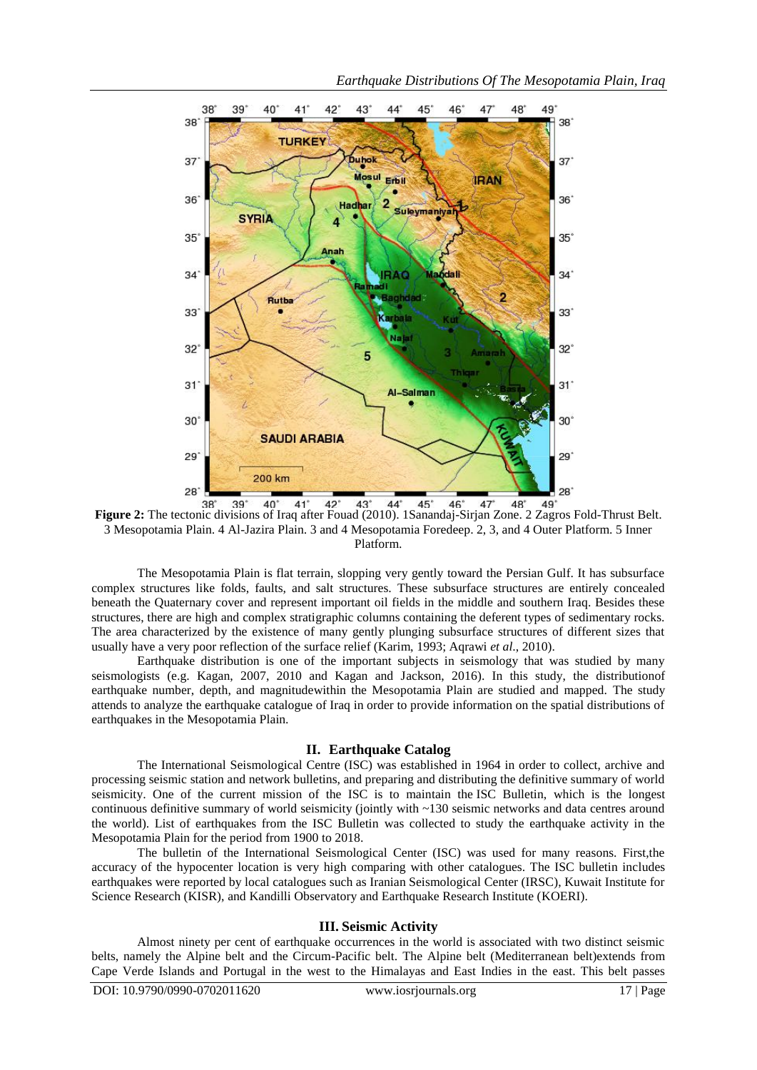**Figure 2:** The tectonic divisions of Iraq after Fouad (2010). 1Sanandaj-Sirjan Zone. 2 Zagros Fold-Thrust Belt. 3 Mesopotamia Plain. 4 Al-Jazira Plain. 3 and 4 Mesopotamia Foredeep. 2, 3, and 4 Outer Platform. 5 Inner Platform.

The Mesopotamia Plain is flat terrain, slopping very gently toward the Persian Gulf. It has subsurface complex structures like folds, faults, and salt structures. These subsurface structures are entirely concealed beneath the Quaternary cover and represent important oil fields in the middle and southern Iraq. Besides these structures, there are high and complex stratigraphic columns containing the deferent types of sedimentary rocks. The area characterized by the existence of many gently plunging subsurface structures of different sizes that usually have a very poor reflection of the surface relief (Karim, 1993; Aqrawi *et al*., 2010).

Earthquake distribution is one of the important subjects in seismology that was studied by many seismologists (e.g. Kagan, 2007, 2010 and Kagan and Jackson, 2016). In this study, the distributionof earthquake number, depth, and magnitudewithin the Mesopotamia Plain are studied and mapped. The study attends to analyze the earthquake catalogue of Iraq in order to provide information on the spatial distributions of earthquakes in the Mesopotamia Plain.

## II. Earthquake Catalog

The International Seismological Centre (ISC) was established in 1964 in order to collect, archive and processing seismic station and network bulletins, and preparing and distributing the definitive summary of world seismicity. One of the current mission of the ISC is to maintain the ISC Bulletin, which is the longest continuous definitive summary of world seismicity (jointly with ~130 seismic networks and data centres around the world). List of earthquakes from the ISC Bulletin was collected to study the earthquake activity in the Mesopotamia Plain for the period from 1900 to 2018.

The bulletin of the International Seismological Center (ISC) was used for many reasons. First,the accuracy of the hypocenter location is very high comparing with other catalogues. The ISC bulletin includes earthquakes were reported by local catalogues such as Iranian Seismological Center (IRSC), Kuwait Institute for Science Research (KISR), and Kandilli Observatory and Earthquake Research Institute (KOERI).

## III. Seismic Activity

Almost ninety per cent of earthquake occurrences in the world is associated with two distinct seismic belts, namely the Alpine belt and the Circum-Pacific belt. The Alpine belt (Mediterranean belt)extends from Cape Verde Islands and Portugal in the west to the Himalayas and East Indies in the east. This belt passes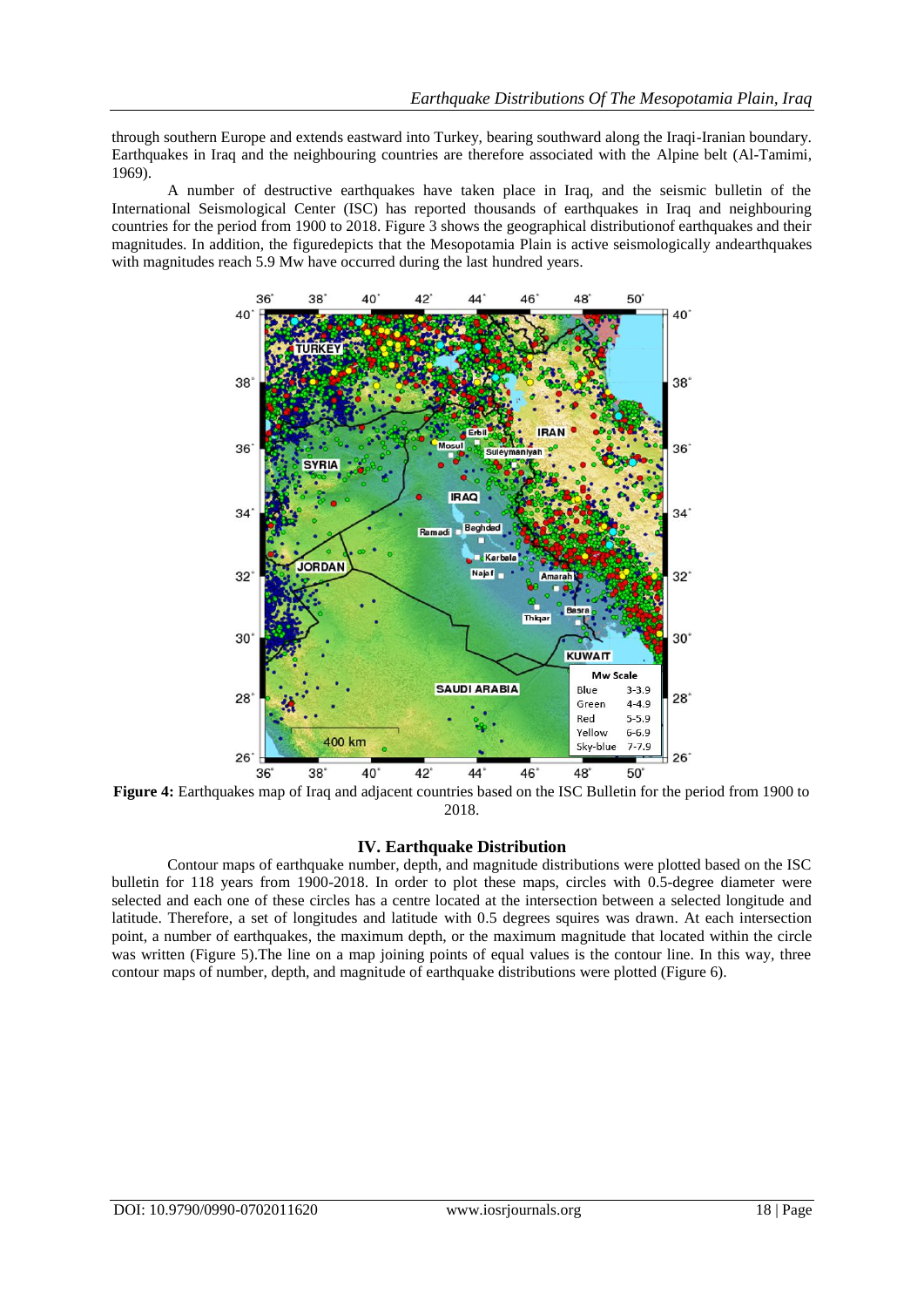through southern Europe and extends eastward into Turkey, bearing southward along the Iraqi-Iranian boundary. Earthquakes in Iraq and the neighbouring countries are therefore associated with the Alpine belt (Al-Tamimi, 1969).

A number of destructive earthquakes have taken place in Iraq, and the seismic bulletin of the International Seismological Center (ISC) has reported thousands of earthquakes in Iraq and neighbouring countries for the period from 1900 to 2018. Figure 3 shows the geographical distributionof earthquakes and their magnitudes. In addition, the figuredepicts that the Mesopotamia Plain is active seismologically andearthquakes with magnitudes reach 5.9 Mw have occurred during the last hundred years.

**Figure 4:** Earthquakes map of Iraq and adjacent countries based on the ISC Bulletin for the period from 1900 to 2018.

## IV. Earthquake Distribution

Contour maps of earthquake number, depth, and magnitude distributions were plotted based on the ISC bulletin for 118 years from 1900-2018. In order to plot these maps, circles with 0.5-degree diameter were selected and each one of these circles has a centre located at the intersection between a selected longitude and latitude. Therefore, a set of longitudes and latitude with 0.5 degrees squires was drawn. At each intersection point, a number of earthquakes, the maximum depth, or the maximum magnitude that located within the circle was written (Figure 5).The line on a map joining points of equal values is the contour line. In this way, three contour maps of number, depth, and magnitude of earthquake distributions were plotted (Figure 6).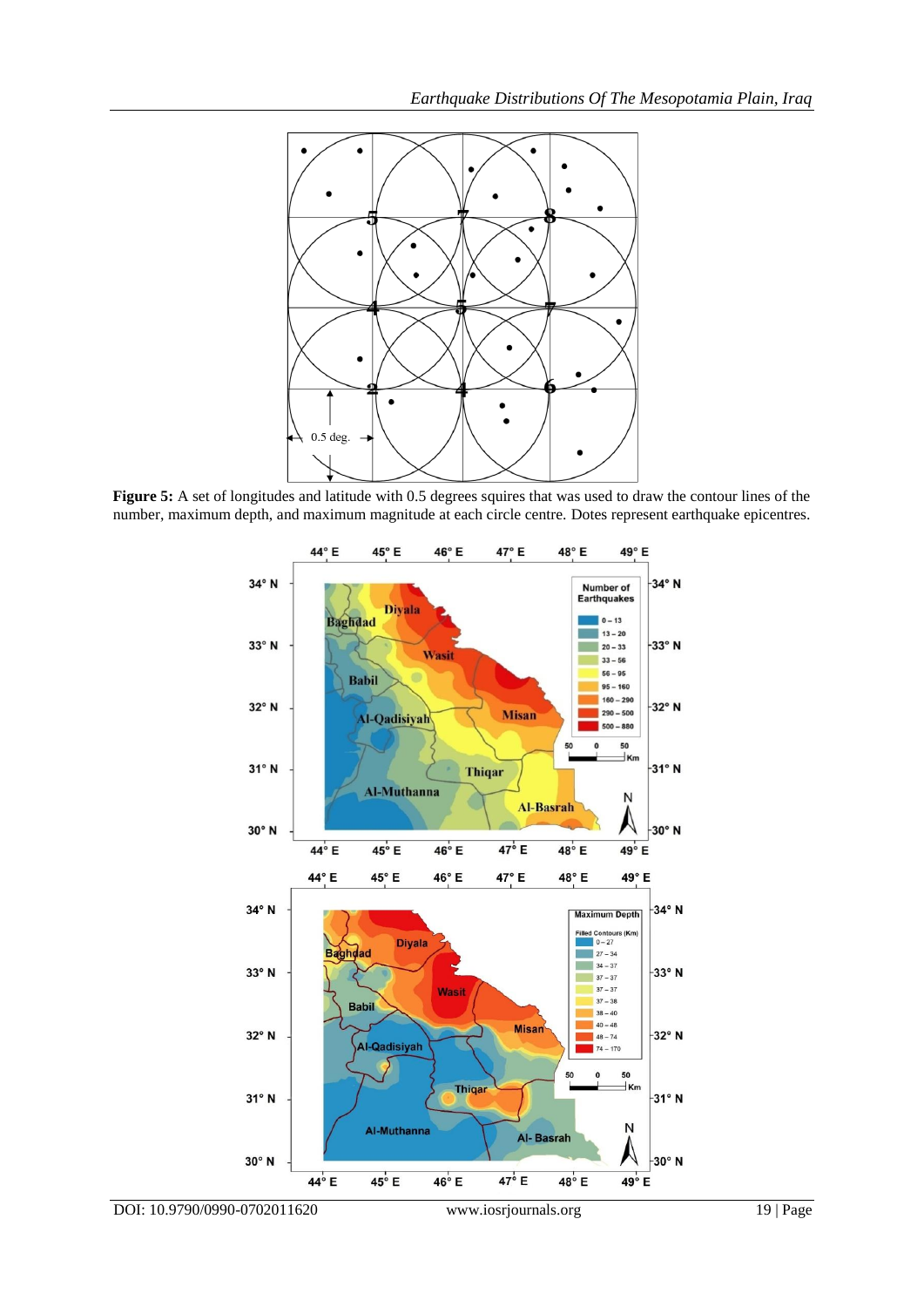**Figure 5:** A set of longitudes and latitude with 0.5 degrees squires that was used to draw the contour lines of the number, maximum depth, and maximum magnitude at each circle centre. Dots represent earthquake epicentres.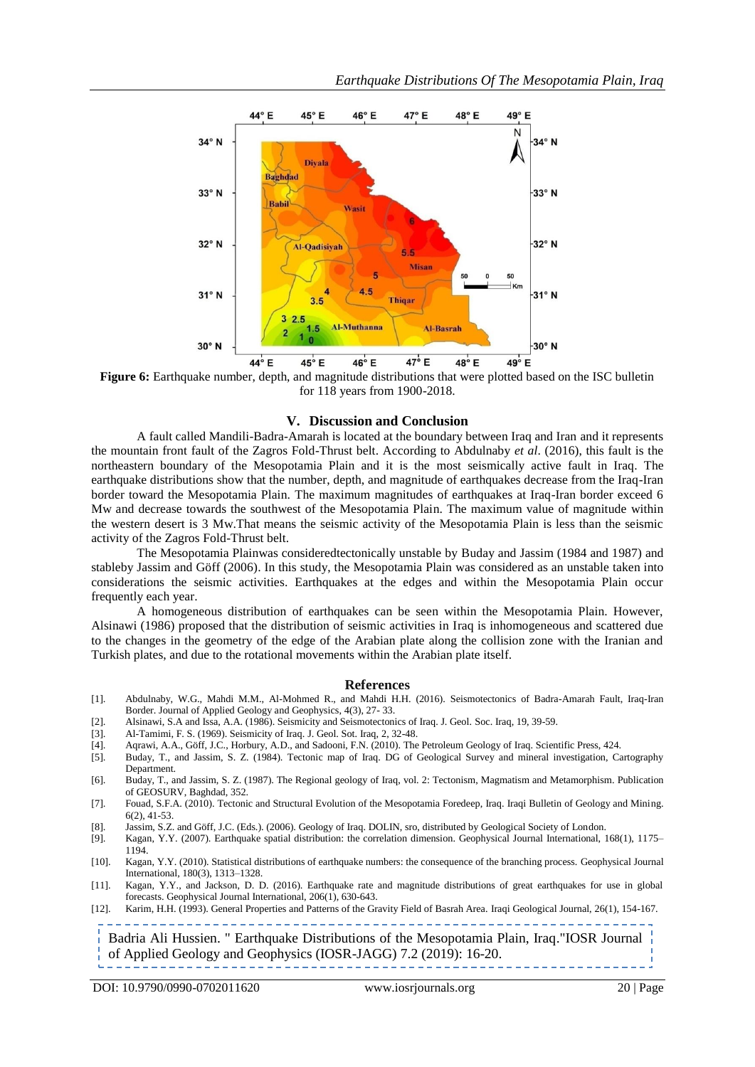44° E 45° E 46° E 47° E 48° E 49° E

34° N

33° N

32° N

31° N

30° N

N

Diyala

Baghdad

Babil

Wasit

Al-Qadisiyah

Misan

Thiqar

Al-Muthanna

Al-Basrah

6

5.5

5

4.5

4

3.5

3 2.5

2 1.5

1 0

50 0 50 Km

**Figure 6:** Earthquake number, depth, and magnitude distributions that were plotted based on the ISC bulletin for 118 years from 1900-2018.

## V. Discussion and Conclusion

A fault called Mandili-Badra-Amarah is located at the boundary between Iraq and Iran and it represents the mountain front fault of the Zagros Fold-Thrust belt. According to Abdulnaby *et al*. (2016), this fault is the northeastern boundary of the Mesopotamia Plain and it is the most seismically active fault in Iraq. The earthquake distributions show that the number, depth, and magnitude of earthquakes decrease from the Iraq-Iran border toward the Mesopotamia Plain. The maximum magnitudes of earthquakes at Iraq-Iran border exceed 6 Mw and decrease towards the southwest of the Mesopotamia Plain. The maximum value of magnitude within the western desert is 3 Mw.That means the seismic activity of the Mesopotamia Plain is less than the seismic activity of the Zagros Fold-Thrust belt.

The Mesopotamia Plainwas consideredtectonically unstable by Buday and Jassim (1984 and 1987) and stableby Jassim and Göff (2006). In this study, the Mesopotamia Plain was considered as an unstable taken into considerations the seismic activities. Earthquakes at the edges and within the Mesopotamia Plain occur frequently each year.

A homogeneous distribution of earthquakes can be seen within the Mesopotamia Plain. However, Alsinawi (1986) proposed that the distribution of seismic activities in Iraq is inhomogeneous and scattered due to the changes in the geometry of the edge of the Arabian plate along the collision zone with the Iranian and Turkish plates, and due to the rotational movements within the Arabian plate itself.

## References

[1]. Abdulnaby, W.G., Mahdi M.M., Al-Mohmed R., and Mahdi H.H. (2016). Seismotectonics of Badra-Amarah Fault, Iraq-Iran Border. Journal of Applied Geology and Geophysics, 4(3), 27- 33.

[2]. Alsinawi, S.A and Issa, A.A. (1986). Seismicity and Seismotectonics of Iraq. J. Geol. Soc. Iraq, 19, 39-59.

[3]. Al-Tamimi, F. S. (1969). Seismicity of Iraq. J. Geol. Sot. Iraq, 2, 32-48.

[4]. Aqrawi, A.A., Göff, J.C., Horbury, A.D., and Sadooni, F.N. (2010). The Petroleum Geology of Iraq. Scientific Press, 424.

[5]. Buday, T., and Jassim, S. Z. (1984). Tectonic map of Iraq. DG of Geological Survey and mineral investigation, Cartography Department.

[6]. Buday, T., and Jassim, S. Z. (1987). The Regional geology of Iraq, vol. 2: Tectonism, Magmatism and Metamorphism. Publication of GEOSURV, Baghdad, 352.

[7]. Fouad, S.F.A. (2010). Tectonic and Structural Evolution of the Mesopotamia Foredeep, Iraq. Iraqi Bulletin of Geology and Mining. 6(2), 41-53.

[8]. Jassim, S.Z. and Göff, J.C. (Eds.). (2006). Geology of Iraq. DOLIN, sro, distributed by Geological Society of London.

[9]. Kagan, Y.Y. (2007). Earthquake spatial distribution: the correlation dimension. Geophysical Journal International, 168(1), 1175–1194.

[10]. Kagan, Y.Y. (2010). Statistical distributions of earthquake numbers: the consequence of the branching process. Geophysical Journal International, 180(3), 1313–1328.

[11]. Kagan, Y.Y., and Jackson, D. D. (2016). Earthquake rate and magnitude distributions of great earthquakes for use in global forecasts. Geophysical Journal International, 206(1), 630-643.

[12]. Karim, H.H. (1993). General Properties and Patterns of the Gravity Field of Basrah Area. Iraqi Geological Journal, 26(1), 154-167.

Badria Ali Hussien. " Earthquake Distributions of the Mesopotamia Plain, Iraq."IOSR Journal of Applied Geology and Geophysics (IOSR-JAGG) 7.2 (2019): 16-20.